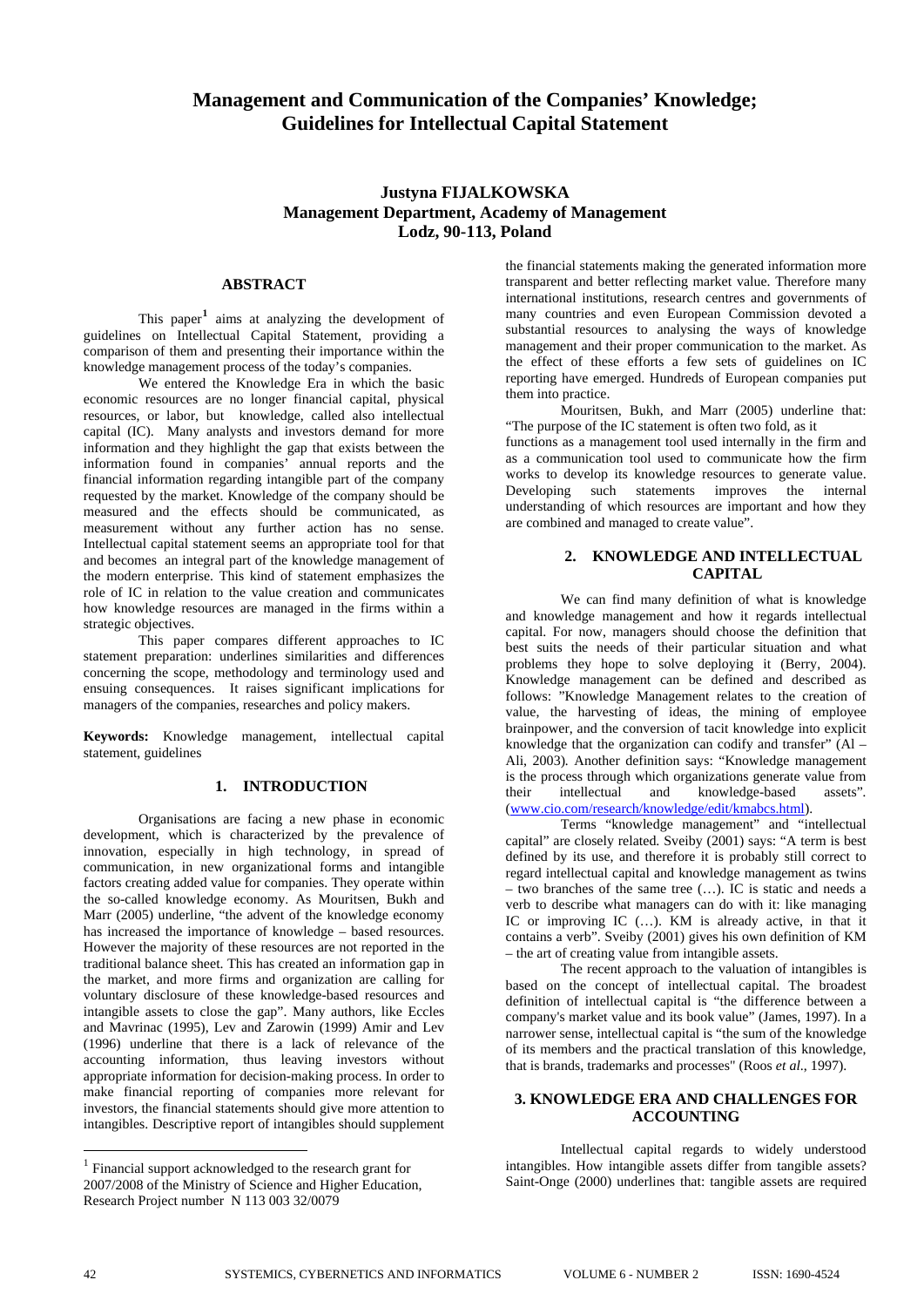# Management and Communication of the Companies' Knowledge; Guidelines for Intellectual Capital Statement

**Justyna FIJALKOWSKA**
**Management Department, Academy of Management**
**Lodz, 90-113, Poland**

## ABSTRACT

This paper[1] aims at analyzing the development of guidelines on Intellectual Capital Statement, providing a comparison of them and presenting their importance within the knowledge management process of the today's companies.

We entered the Knowledge Era in which the basic economic resources are no longer financial capital, physical resources, or labor, but knowledge, called also intellectual capital (IC). Many analysts and investors demand for more information and they highlight the gap that exists between the information found in companies' annual reports and the financial information regarding intangible part of the company requested by the market. Knowledge of the company should be measured and the effects should be communicated, as measurement without any further action has no sense. Intellectual capital statement seems an appropriate tool for that and becomes an integral part of the knowledge management of the modern enterprise. This kind of statement emphasizes the role of IC in relation to the value creation and communicates how knowledge resources are managed in the firms within a strategic objectives.

This paper compares different approaches to IC statement preparation: underlines similarities and differences concerning the scope, methodology and terminology used and ensuing consequences. It raises significant implications for managers of the companies, researches and policy makers.

**Keywords:** Knowledge management, intellectual capital statement, guidelines

## 1. INTRODUCTION

Organisations are facing a new phase in economic development, which is characterized by the prevalence of innovation, especially in high technology, in spread of communication, in new organizational forms and intangible factors creating added value for companies. They operate within the so-called knowledge economy. As Mouritsen, Bukh and Marr (2005) underline, "the advent of the knowledge economy has increased the importance of knowledge – based resources. However the majority of these resources are not reported in the traditional balance sheet. This has created an information gap in the market, and more firms and organization are calling for voluntary disclosure of these knowledge-based resources and intangible assets to close the gap". Many authors, like Eccles and Mavrinac (1995), Lev and Zarowin (1999) Amir and Lev (1996) underline that there is a lack of relevance of the accounting information, thus leaving investors without appropriate information for decision-making process. In order to make financial reporting of companies more relevant for investors, the financial statements should give more attention to intangibles. Descriptive report of intangibles should supplement the financial statements making the generated information more transparent and better reflecting market value. Therefore many international institutions, research centres and governments of many countries and even European Commission devoted a substantial resources to analysing the ways of knowledge management and their proper communication to the market. As the effect of these efforts a few sets of guidelines on IC reporting have emerged. Hundreds of European companies put them into practice.

Mouritsen, Bukh, and Marr (2005) underline that: "The purpose of the IC statement is often two fold, as it functions as a management tool used internally in the firm and as a communication tool used to communicate how the firm works to develop its knowledge resources to generate value. Developing such statements improves the internal understanding of which resources are important and how they are combined and managed to create value".

## 2. KNOWLEDGE AND INTELLECTUAL CAPITAL

We can find many definition of what is knowledge and knowledge management and how it regards intellectual capital. For now, managers should choose the definition that best suits the needs of their particular situation and what problems they hope to solve deploying it (Berry, 2004). Knowledge management can be defined and described as follows: "Knowledge Management relates to the creation of value, the harvesting of ideas, the mining of employee brainpower, and the conversion of tacit knowledge into explicit knowledge that the organization can codify and transfer" (Al – Ali, 2003). Another definition says: "Knowledge management is the process through which organizations generate value from their intellectual and knowledge-based assets". (www.cio.com/research/knowledge/edit/kmabcs.html).

Terms "knowledge management" and "intellectual capital" are closely related. Sveiby (2001) says: "A term is best defined by its use, and therefore it is probably still correct to regard intellectual capital and knowledge management as twins – two branches of the same tree (…). IC is static and needs a verb to describe what managers can do with it: like managing IC or improving IC (…). KM is already active, in that it contains a verb". Sveiby (2001) gives his own definition of KM – the art of creating value from intangible assets.

The recent approach to the valuation of intangibles is based on the concept of intellectual capital. The broadest definition of intellectual capital is "the difference between a company's market value and its book value" (James, 1997). In a narrower sense, intellectual capital is "the sum of the knowledge of its members and the practical translation of this knowledge, that is brands, trademarks and processes" (Roos *et al.*, 1997).

## 3. KNOWLEDGE ERA AND CHALLENGES FOR ACCOUNTING

Intellectual capital regards to widely understood intangibles. How intangible assets differ from tangible assets? Saint-Onge (2000) underlines that: tangible assets are required

[1] Financial support acknowledged to the research grant for 2007/2008 of the Ministry of Science and Higher Education, Research Project number N 113 003 32/0079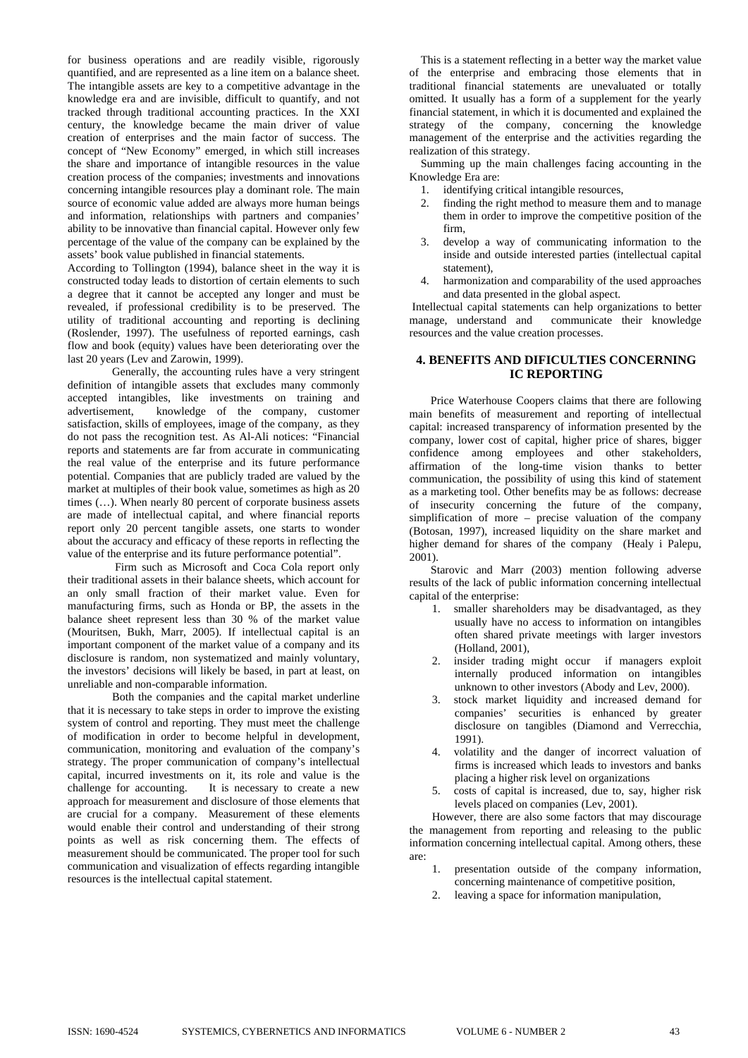for business operations and are readily visible, rigorously quantified, and are represented as a line item on a balance sheet. The intangible assets are key to a competitive advantage in the knowledge era and are invisible, difficult to quantify, and not tracked through traditional accounting practices. In the XXI century, the knowledge became the main driver of value creation of enterprises and the main factor of success. The concept of "New Economy" emerged, in which still increases the share and importance of intangible resources in the value creation process of the companies; investments and innovations concerning intangible resources play a dominant role. The main source of economic value added are always more human beings and information, relationships with partners and companies' ability to be innovative than financial capital. However only few percentage of the value of the company can be explained by the assets' book value published in financial statements.

According to Tollington (1994), balance sheet in the way it is constructed today leads to distortion of certain elements to such a degree that it cannot be accepted any longer and must be revealed, if professional credibility is to be preserved. The utility of traditional accounting and reporting is declining (Roslender, 1997). The usefulness of reported earnings, cash flow and book (equity) values have been deteriorating over the last 20 years (Lev and Zarowin, 1999).

Generally, the accounting rules have a very stringent definition of intangible assets that excludes many commonly accepted intangibles, like investments on training and advertisement, knowledge of the company, customer satisfaction, skills of employees, image of the company, as they do not pass the recognition test. As Al-Ali notices: "Financial reports and statements are far from accurate in communicating the real value of the enterprise and its future performance potential. Companies that are publicly traded are valued by the market at multiples of their book value, sometimes as high as 20 times (…). When nearly 80 percent of corporate business assets are made of intellectual capital, and where financial reports report only 20 percent tangible assets, one starts to wonder about the accuracy and efficacy of these reports in reflecting the value of the enterprise and its future performance potential".

Firm such as Microsoft and Coca Cola report only their traditional assets in their balance sheets, which account for an only small fraction of their market value. Even for manufacturing firms, such as Honda or BP, the assets in the balance sheet represent less than 30 % of the market value (Mouritsen, Bukh, Marr, 2005). If intellectual capital is an important component of the market value of a company and its disclosure is random, non systematized and mainly voluntary, the investors' decisions will likely be based, in part at least, on unreliable and non-comparable information.

Both the companies and the capital market underline that it is necessary to take steps in order to improve the existing system of control and reporting. They must meet the challenge of modification in order to become helpful in development, communication, monitoring and evaluation of the company's strategy. The proper communication of company's intellectual capital, incurred investments on it, its role and value is the challenge for accounting. It is necessary to create a new approach for measurement and disclosure of those elements that are crucial for a company. Measurement of these elements would enable their control and understanding of their strong points as well as risk concerning them. The effects of measurement should be communicated. The proper tool for such communication and visualization of effects regarding intangible resources is the intellectual capital statement.

This is a statement reflecting in a better way the market value of the enterprise and embracing those elements that in traditional financial statements are unevaluated or totally omitted. It usually has a form of a supplement for the yearly financial statement, in which it is documented and explained the strategy of the company, concerning the knowledge management of the enterprise and the activities regarding the realization of this strategy.

Summing up the main challenges facing accounting in the Knowledge Era are:

1. identifying critical intangible resources,
2. finding the right method to measure them and to manage them in order to improve the competitive position of the firm,
3. develop a way of communicating information to the inside and outside interested parties (intellectual capital statement),
4. harmonization and comparability of the used approaches and data presented in the global aspect.

Intellectual capital statements can help organizations to better manage, understand and communicate their knowledge resources and the value creation processes.

## 4. BENEFITS AND DIFICULTIES CONCERNING IC REPORTING

Price Waterhouse Coopers claims that there are following main benefits of measurement and reporting of intellectual capital: increased transparency of information presented by the company, lower cost of capital, higher price of shares, bigger confidence among employees and other stakeholders, affirmation of the long-time vision thanks to better communication, the possibility of using this kind of statement as a marketing tool. Other benefits may be as follows: decrease of insecurity concerning the future of the company, simplification of more – precise valuation of the company (Botosan, 1997), increased liquidity on the share market and higher demand for shares of the company (Healy i Palepu, 2001).

Starovic and Marr (2003) mention following adverse results of the lack of public information concerning intellectual capital of the enterprise:

1. smaller shareholders may be disadvantaged, as they usually have no access to information on intangibles often shared private meetings with larger investors (Holland, 2001),
2. insider trading might occur if managers exploit internally produced information on intangibles unknown to other investors (Abody and Lev, 2000).
3. stock market liquidity and increased demand for companies' securities is enhanced by greater disclosure on tangibles (Diamond and Verrecchia, 1991).
4. volatility and the danger of incorrect valuation of firms is increased which leads to investors and banks placing a higher risk level on organizations
5. costs of capital is increased, due to, say, higher risk levels placed on companies (Lev, 2001).

However, there are also some factors that may discourage the management from reporting and releasing to the public information concerning intellectual capital. Among others, these are:

1. presentation outside of the company information, concerning maintenance of competitive position,
2. leaving a space for information manipulation,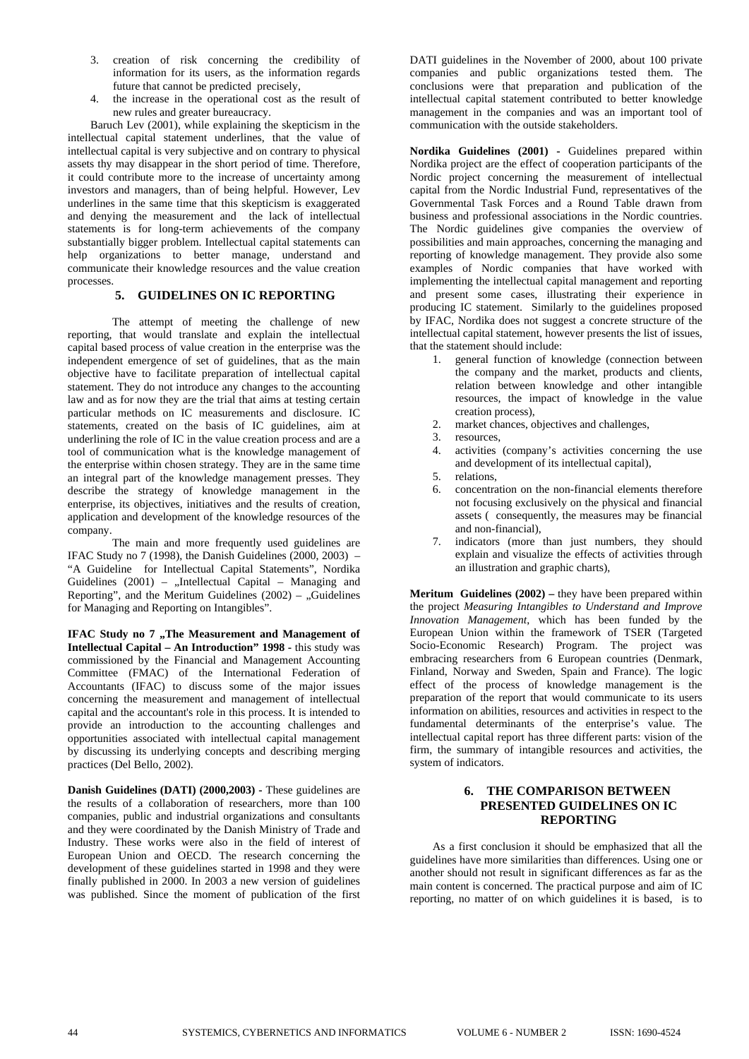3. creation of risk concerning the credibility of information for its users, as the information regards future that cannot be predicted precisely,
4. the increase in the operational cost as the result of new rules and greater bureaucracy.

Baruch Lev (2001), while explaining the skepticism in the intellectual capital statement underlines, that the value of intellectual capital is very subjective and on contrary to physical assets thy may disappear in the short period of time. Therefore, it could contribute more to the increase of uncertainty among investors and managers, than of being helpful. However, Lev underlines in the same time that this skepticism is exaggerated and denying the measurement and the lack of intellectual statements is for long-term achievements of the company substantially bigger problem. Intellectual capital statements can help organizations to better manage, understand and communicate their knowledge resources and the value creation processes.

## 5. GUIDELINES ON IC REPORTING

The attempt of meeting the challenge of new reporting, that would translate and explain the intellectual capital based process of value creation in the enterprise was the independent emergence of set of guidelines, that as the main objective have to facilitate preparation of intellectual capital statement. They do not introduce any changes to the accounting law and as for now they are the trial that aims at testing certain particular methods on IC measurements and disclosure. IC statements, created on the basis of IC guidelines, aim at underlining the role of IC in the value creation process and are a tool of communication what is the knowledge management of the enterprise within chosen strategy. They are in the same time an integral part of the knowledge management presses. They describe the strategy of knowledge management in the enterprise, its objectives, initiatives and the results of creation, application and development of the knowledge resources of the company.

The main and more frequently used guidelines are IFAC Study no 7 (1998), the Danish Guidelines (2000, 2003) – "A Guideline for Intellectual Capital Statements", Nordika Guidelines (2001) – „Intellectual Capital – Managing and Reporting", and the Meritum Guidelines (2002) – „Guidelines for Managing and Reporting on Intangibles".

**IFAC Study no 7 „The Measurement and Management of Intellectual Capital – An Introduction" 1998 -** this study was commissioned by the Financial and Management Accounting Committee (FMAC) of the International Federation of Accountants (IFAC) to discuss some of the major issues concerning the measurement and management of intellectual capital and the accountant's role in this process. It is intended to provide an introduction to the accounting challenges and opportunities associated with intellectual capital management by discussing its underlying concepts and describing merging practices (Del Bello, 2002).

**Danish Guidelines (DATI) (2000,2003) -** These guidelines are the results of a collaboration of researchers, more than 100 companies, public and industrial organizations and consultants and they were coordinated by the Danish Ministry of Trade and Industry. These works were also in the field of interest of European Union and OECD. The research concerning the development of these guidelines started in 1998 and they were finally published in 2000. In 2003 a new version of guidelines was published. Since the moment of publication of the first DATI guidelines in the November of 2000, about 100 private companies and public organizations tested them. The conclusions were that preparation and publication of the intellectual capital statement contributed to better knowledge management in the companies and was an important tool of communication with the outside stakeholders.

**Nordika Guidelines (2001) -** Guidelines prepared within Nordika project are the effect of cooperation participants of the Nordic project concerning the measurement of intellectual capital from the Nordic Industrial Fund, representatives of the Governmental Task Forces and a Round Table drawn from business and professional associations in the Nordic countries. The Nordic guidelines give companies the overview of possibilities and main approaches, concerning the managing and reporting of knowledge management. They provide also some examples of Nordic companies that have worked with implementing the intellectual capital management and reporting and present some cases, illustrating their experience in producing IC statement. Similarly to the guidelines proposed by IFAC, Nordika does not suggest a concrete structure of the intellectual capital statement, however presents the list of issues, that the statement should include:

1. general function of knowledge (connection between the company and the market, products and clients, relation between knowledge and other intangible resources, the impact of knowledge in the value creation process),
2. market chances, objectives and challenges,
3. resources,
4. activities (company's activities concerning the use and development of its intellectual capital),
5. relations,
6. concentration on the non-financial elements therefore not focusing exclusively on the physical and financial assets ( consequently, the measures may be financial and non-financial),
7. indicators (more than just numbers, they should explain and visualize the effects of activities through an illustration and graphic charts),

**Meritum Guidelines (2002) –** they have been prepared within the project *Measuring Intangibles to Understand and Improve Innovation Management*, which has been funded by the European Union within the framework of TSER (Targeted Socio-Economic Research) Program. The project was embracing researchers from 6 European countries (Denmark, Finland, Norway and Sweden, Spain and France). The logic effect of the process of knowledge management is the preparation of the report that would communicate to its users information on abilities, resources and activities in respect to the fundamental determinants of the enterprise's value. The intellectual capital report has three different parts: vision of the firm, the summary of intangible resources and activities, the system of indicators.

## 6. THE COMPARISON BETWEEN PRESENTED GUIDELINES ON IC REPORTING

As a first conclusion it should be emphasized that all the guidelines have more similarities than differences. Using one or another should not result in significant differences as far as the main content is concerned. The practical purpose and aim of IC reporting, no matter of on which guidelines it is based, is to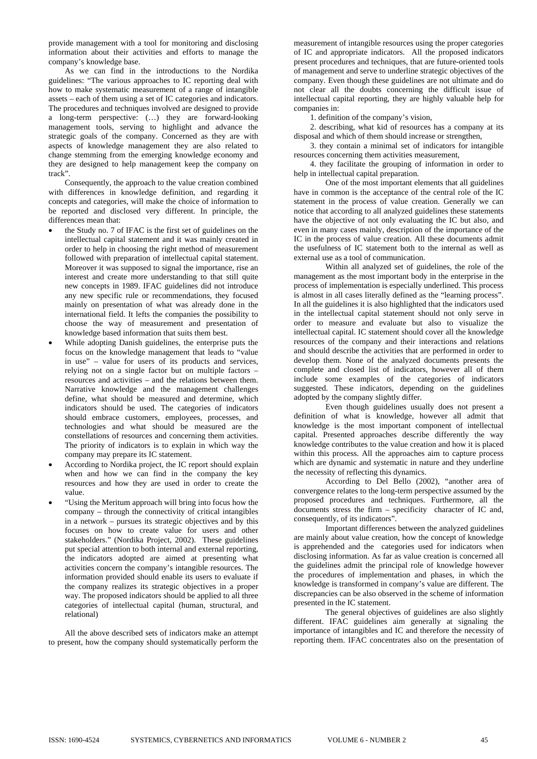provide management with a tool for monitoring and disclosing information about their activities and efforts to manage the company's knowledge base.

As we can find in the introductions to the Nordika guidelines: "The various approaches to IC reporting deal with how to make systematic measurement of a range of intangible assets – each of them using a set of IC categories and indicators. The procedures and techniques involved are designed to provide a long-term perspective: (…) they are forward-looking management tools, serving to highlight and advance the strategic goals of the company. Concerned as they are with aspects of knowledge management they are also related to change stemming from the emerging knowledge economy and they are designed to help management keep the company on track".

Consequently, the approach to the value creation combined with differences in knowledge definition, and regarding it concepts and categories, will make the choice of information to be reported and disclosed very different. In principle, the differences mean that:

- the Study no. 7 of IFAC is the first set of guidelines on the intellectual capital statement and it was mainly created in order to help in choosing the right method of measurement followed with preparation of intellectual capital statement. Moreover it was supposed to signal the importance, rise an interest and create more understanding to that still quite new concepts in 1989. IFAC guidelines did not introduce any new specific rule or recommendations, they focused mainly on presentation of what was already done in the international field. It lefts the companies the possibility to choose the way of measurement and presentation of knowledge based information that suits them best.
- While adopting Danish guidelines, the enterprise puts the focus on the knowledge management that leads to "value in use" – value for users of its products and services, relying not on a single factor but on multiple factors – resources and activities – and the relations between them. Narrative knowledge and the management challenges define, what should be measured and determine, which indicators should be used. The categories of indicators should embrace customers, employees, processes, and technologies and what should be measured are the constellations of resources and concerning them activities. The priority of indicators is to explain in which way the company may prepare its IC statement.
- According to Nordika project, the IC report should explain when and how we can find in the company the key resources and how they are used in order to create the value.
- "Using the Meritum approach will bring into focus how the company – through the connectivity of critical intangibles in a network – pursues its strategic objectives and by this focuses on how to create value for users and other stakeholders." (Nordika Project, 2002). These guidelines put special attention to both internal and external reporting, the indicators adopted are aimed at presenting what activities concern the company's intangible resources. The information provided should enable its users to evaluate if the company realizes its strategic objectives in a proper way. The proposed indicators should be applied to all three categories of intellectual capital (human, structural, and relational)

All the above described sets of indicators make an attempt to present, how the company should systematically perform the measurement of intangible resources using the proper categories of IC and appropriate indicators. All the proposed indicators present procedures and techniques, that are future-oriented tools of management and serve to underline strategic objectives of the company. Even though these guidelines are not ultimate and do not clear all the doubts concerning the difficult issue of intellectual capital reporting, they are highly valuable help for companies in:

1. definition of the company's vision,
2. describing, what kid of resources has a company at its disposal and which of them should increase or strengthen,
3. they contain a minimal set of indicators for intangible resources concerning them activities measurement,
4. they facilitate the grouping of information in order to help in intellectual capital preparation.

One of the most important elements that all guidelines have in common is the acceptance of the central role of the IC statement in the process of value creation. Generally we can notice that according to all analyzed guidelines these statements have the objective of not only evaluating the IC but also, and even in many cases mainly, description of the importance of the IC in the process of value creation. All these documents admit the usefulness of IC statement both to the internal as well as external use as a tool of communication.

Within all analyzed set of guidelines, the role of the management as the most important body in the enterprise in the process of implementation is especially underlined. This process is almost in all cases literally defined as the "learning process". In all the guidelines it is also highlighted that the indicators used in the intellectual capital statement should not only serve in order to measure and evaluate but also to visualize the intellectual capital. IC statement should cover all the knowledge resources of the company and their interactions and relations and should describe the activities that are performed in order to develop them. None of the analyzed documents presents the complete and closed list of indicators, however all of them include some examples of the categories of indicators suggested. These indicators, depending on the guidelines adopted by the company slightly differ.

Even though guidelines usually does not present a definition of what is knowledge, however all admit that knowledge is the most important component of intellectual capital. Presented approaches describe differently the way knowledge contributes to the value creation and how it is placed within this process. All the approaches aim to capture process which are dynamic and systematic in nature and they underline the necessity of reflecting this dynamics.

According to Del Bello (2002), "another area of convergence relates to the long-term perspective assumed by the proposed procedures and techniques. Furthermore, all the documents stress the firm – specificity character of IC and, consequently, of its indicators".

Important differences between the analyzed guidelines are mainly about value creation, how the concept of knowledge is apprehended and the categories used for indicators when disclosing information. As far as value creation is concerned all the guidelines admit the principal role of knowledge however the procedures of implementation and phases, in which the knowledge is transformed in company's value are different. The discrepancies can be also observed in the scheme of information presented in the IC statement.

The general objectives of guidelines are also slightly different. IFAC guidelines aim generally at signaling the importance of intangibles and IC and therefore the necessity of reporting them. IFAC concentrates also on the presentation of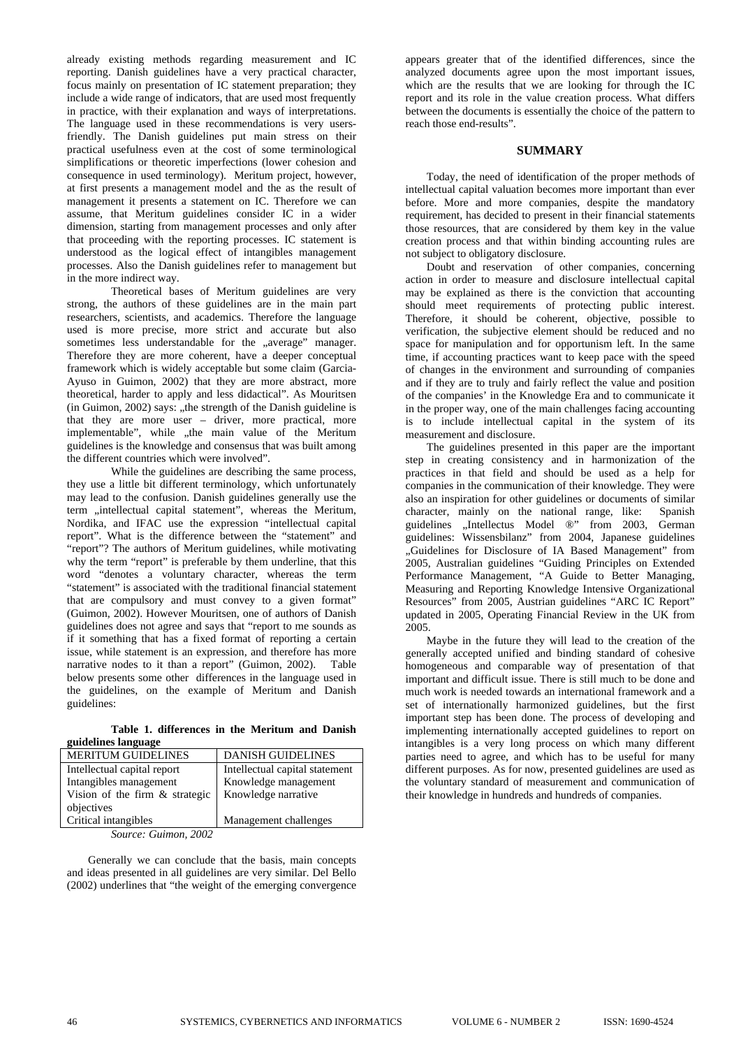already existing methods regarding measurement and IC reporting. Danish guidelines have a very practical character, focus mainly on presentation of IC statement preparation; they include a wide range of indicators, that are used most frequently in practice, with their explanation and ways of interpretations. The language used in these recommendations is very users-friendly. The Danish guidelines put main stress on their practical usefulness even at the cost of some terminological simplifications or theoretic imperfections (lower cohesion and consequence in used terminology). Meritum project, however, at first presents a management model and the as the result of management it presents a statement on IC. Therefore we can assume, that Meritum guidelines consider IC in a wider dimension, starting from management processes and only after that proceeding with the reporting processes. IC statement is understood as the logical effect of intangibles management processes. Also the Danish guidelines refer to management but in the more indirect way.

Theoretical bases of Meritum guidelines are very strong, the authors of these guidelines are in the main part researchers, scientists, and academics. Therefore the language used is more precise, more strict and accurate but also sometimes less understandable for the „average" manager. Therefore they are more coherent, have a deeper conceptual framework which is widely acceptable but some claim (Garcia-Ayuso in Guimon, 2002) that they are more abstract, more theoretical, harder to apply and less didactical". As Mouritsen (in Guimon, 2002) says: „the strength of the Danish guideline is that they are more user – driver, more practical, more implementable", while „the main value of the Meritum guidelines is the knowledge and consensus that was built among the different countries which were involved".

While the guidelines are describing the same process, they use a little bit different terminology, which unfortunately may lead to the confusion. Danish guidelines generally use the term „intellectual capital statement", whereas the Meritum, Nordika, and IFAC use the expression "intellectual capital report". What is the difference between the "statement" and "report"? The authors of Meritum guidelines, while motivating why the term "report" is preferable by them underline, that this word "denotes a voluntary character, whereas the term "statement" is associated with the traditional financial statement that are compulsory and must convey to a given format" (Guimon, 2002). However Mouritsen, one of authors of Danish guidelines does not agree and says that "report to me sounds as if it something that has a fixed format of reporting a certain issue, while statement is an expression, and therefore has more narrative nodes to it than a report" (Guimon, 2002). Table below presents some other differences in the language used in the guidelines, on the example of Meritum and Danish guidelines:

**Table 1. differences in the Meritum and Danish guidelines language**

| MERITUM GUIDELINES | DANISH GUIDELINES |
|---|---|
| Intellectual capital report | Intellectual capital statement |
| Intangibles management | Knowledge management |
| Vision of the firm & strategic objectives | Knowledge narrative |
| Critical intangibles | Management challenges |

*Source: Guimon, 2002*

Generally we can conclude that the basis, main concepts and ideas presented in all guidelines are very similar. Del Bello (2002) underlines that "the weight of the emerging convergence appears greater that of the identified differences, since the analyzed documents agree upon the most important issues, which are the results that we are looking for through the IC report and its role in the value creation process. What differs between the documents is essentially the choice of the pattern to reach those end-results".

## SUMMARY

Today, the need of identification of the proper methods of intellectual capital valuation becomes more important than ever before. More and more companies, despite the mandatory requirement, has decided to present in their financial statements those resources, that are considered by them key in the value creation process and that within binding accounting rules are not subject to obligatory disclosure.

Doubt and reservation of other companies, concerning action in order to measure and disclosure intellectual capital may be explained as there is the conviction that accounting should meet requirements of protecting public interest. Therefore, it should be coherent, objective, possible to verification, the subjective element should be reduced and no space for manipulation and for opportunism left. In the same time, if accounting practices want to keep pace with the speed of changes in the environment and surrounding of companies and if they are to truly and fairly reflect the value and position of the companies' in the Knowledge Era and to communicate it in the proper way, one of the main challenges facing accounting is to include intellectual capital in the system of its measurement and disclosure.

The guidelines presented in this paper are the important step in creating consistency and in harmonization of the practices in that field and should be used as a help for companies in the communication of their knowledge. They were also an inspiration for other guidelines or documents of similar character, mainly on the national range, like: Spanish guidelines „Intellectus Model ®" from 2003, German guidelines: Wissensbilanz" from 2004, Japanese guidelines „Guidelines for Disclosure of IA Based Management" from 2005, Australian guidelines "Guiding Principles on Extended Performance Management, "A Guide to Better Managing, Measuring and Reporting Knowledge Intensive Organizational Resources" from 2005, Austrian guidelines "ARC IC Report" updated in 2005, Operating Financial Review in the UK from 2005.

Maybe in the future they will lead to the creation of the generally accepted unified and binding standard of cohesive homogeneous and comparable way of presentation of that important and difficult issue. There is still much to be done and much work is needed towards an international framework and a set of internationally harmonized guidelines, but the first important step has been done. The process of developing and implementing internationally accepted guidelines to report on intangibles is a very long process on which many different parties need to agree, and which has to be useful for many different purposes. As for now, presented guidelines are used as the voluntary standard of measurement and communication of their knowledge in hundreds and hundreds of companies.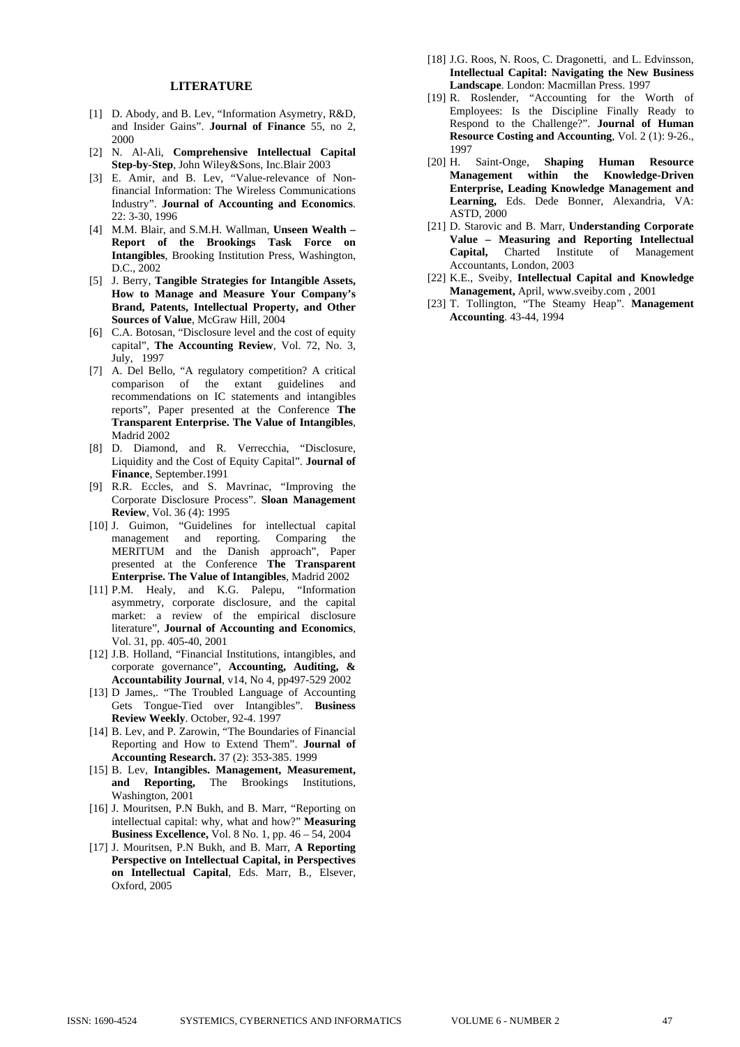## LITERATURE

[1] D. Abody, and B. Lev, "Information Asymetry, R&D, and Insider Gains". **Journal of Finance** 55, no 2, 2000

[2] N. Al-Ali, **Comprehensive Intellectual Capital Step-by-Step**, John Wiley&Sons, Inc.Blair 2003

[3] E. Amir, and B. Lev, "Value-relevance of Non-financial Information: The Wireless Communications Industry". **Journal of Accounting and Economics**. 22: 3-30, 1996

[4] M.M. Blair, and S.M.H. Wallman, **Unseen Wealth – Report of the Brookings Task Force on Intangibles**, Brooking Institution Press, Washington, D.C., 2002

[5] J. Berry, **Tangible Strategies for Intangible Assets, How to Manage and Measure Your Company's Brand, Patents, Intellectual Property, and Other Sources of Value**, McGraw Hill, 2004

[6] C.A. Botosan, "Disclosure level and the cost of equity capital", **The Accounting Review**, Vol. 72, No. 3, July, 1997

[7] A. Del Bello, "A regulatory competition? A critical comparison of the extant guidelines and recommendations on IC statements and intangibles reports", Paper presented at the Conference **The Transparent Enterprise. The Value of Intangibles**, Madrid 2002

[8] D. Diamond, and R. Verrecchia, "Disclosure, Liquidity and the Cost of Equity Capital". **Journal of Finance**, September.1991

[9] R.R. Eccles, and S. Mavrinac, "Improving the Corporate Disclosure Process". **Sloan Management Review**, Vol. 36 (4): 1995

[10] J. Guimon, "Guidelines for intellectual capital management and reporting. Comparing the MERITUM and the Danish approach", Paper presented at the Conference **The Transparent Enterprise. The Value of Intangibles**, Madrid 2002

[11] P.M. Healy, and K.G. Palepu, "Information asymmetry, corporate disclosure, and the capital market: a review of the empirical disclosure literature", **Journal of Accounting and Economics**, Vol. 31, pp. 405-40, 2001

[12] J.B. Holland, "Financial Institutions, intangibles, and corporate governance", **Accounting, Auditing, & Accountability Journal**, v14, No 4, pp497-529 2002

[13] D James,. "The Troubled Language of Accounting Gets Tongue-Tied over Intangibles". **Business Review Weekly**. October, 92-4. 1997

[14] B. Lev, and P. Zarowin, "The Boundaries of Financial Reporting and How to Extend Them". **Journal of Accounting Research.** 37 (2): 353-385. 1999

[15] B. Lev, **Intangibles. Management, Measurement, and Reporting,** The Brookings Institutions, Washington, 2001

[16] J. Mouritsen, P.N Bukh, and B. Marr, "Reporting on intellectual capital: why, what and how?" **Measuring Business Excellence,** Vol. 8 No. 1, pp. 46 – 54, 2004

[17] J. Mouritsen, P.N Bukh, and B. Marr, **A Reporting Perspective on Intellectual Capital, in Perspectives on Intellectual Capital**, Eds. Marr, B., Elsever, Oxford, 2005

[18] J.G. Roos, N. Roos, C. Dragonetti, and L. Edvinsson, **Intellectual Capital: Navigating the New Business Landscape**. London: Macmillan Press. 1997

[19] R. Roslender, "Accounting for the Worth of Employees: Is the Discipline Finally Ready to Respond to the Challenge?". **Journal of Human Resource Costing and Accounting**, Vol. 2 (1): 9-26., 1997

[20] H. Saint-Onge, **Shaping Human Resource Management within the Knowledge-Driven Enterprise, Leading Knowledge Management and Learning,** Eds. Dede Bonner, Alexandria, VA: ASTD, 2000

[21] D. Starovic and B. Marr, **Understanding Corporate Value – Measuring and Reporting Intellectual Capital,** Charted Institute of Management Accountants, London, 2003

[22] K.E., Sveiby, **Intellectual Capital and Knowledge Management,** April, www.sveiby.com , 2001

[23] T. Tollington, "The Steamy Heap". **Management Accounting**. 43-44, 1994